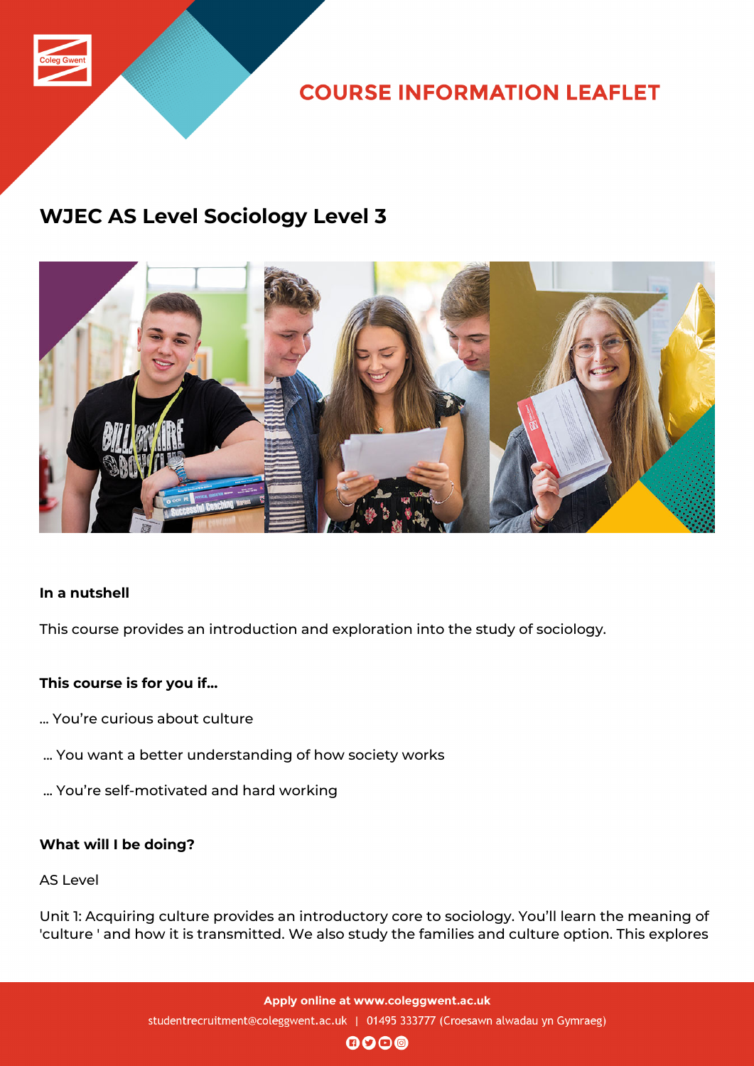# COURSE INFORMATION LEAFLET

## WJEC AS Level Sociology Level 3

**In a nutshell**

This course provides an introduction and exploration into the study of sociology.

**This course is for you if...**

... You're curious about culture

... You want a better understanding of how society works

... You're self-motivated and hard working

**What will I be doing?**

AS Level

Unit 1: Acquiring culture provides an introductory core to sociology. You'll learn the meaning of 'culture ' and how it is transmitted. We also study the families and culture option. This explores

Apply online at www.coleggwent.ac.uk

studentrecruitment@coleggwent.ac.uk | 01495 333777 (Croesawn alwadau yn Gymraeg)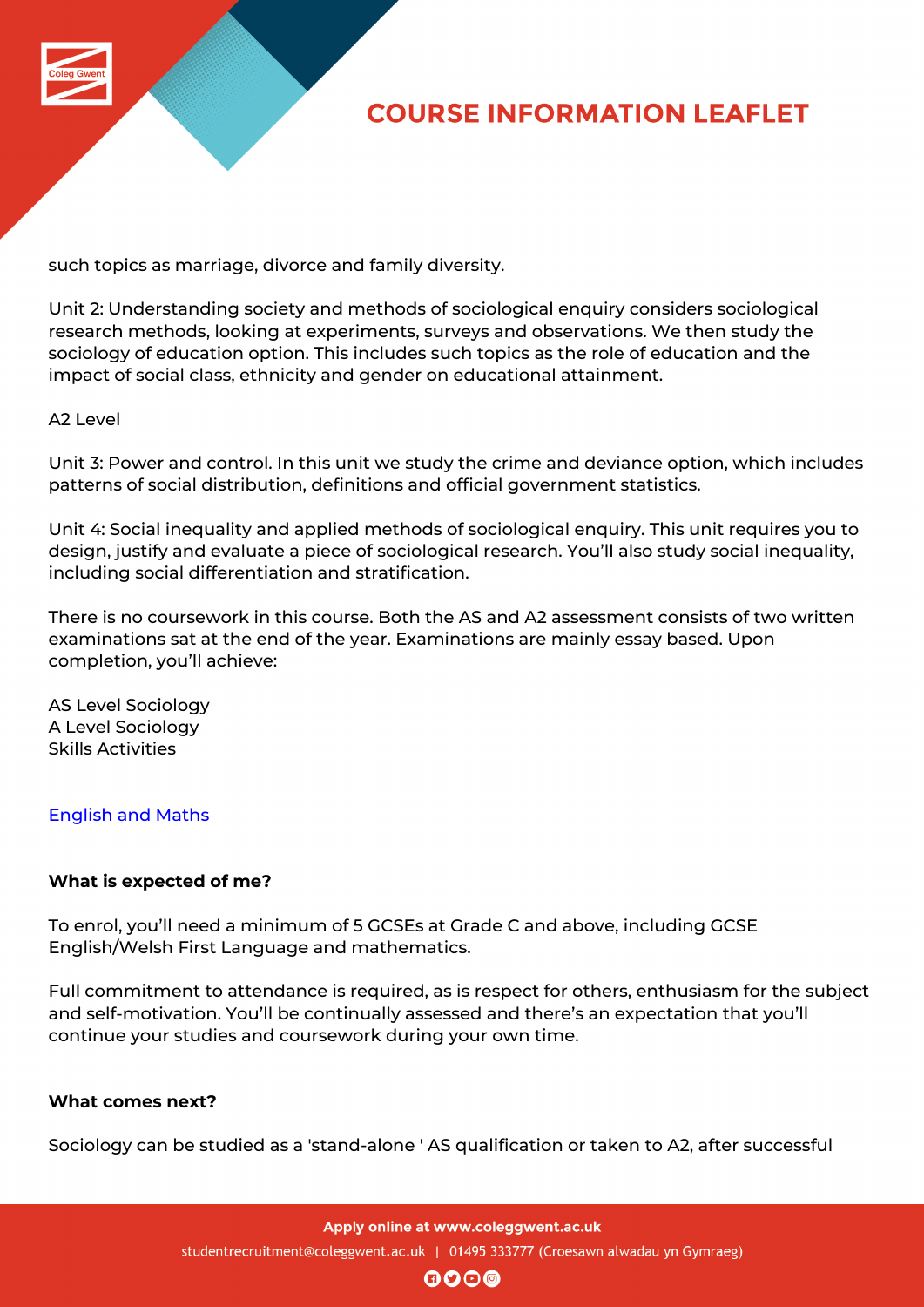such topics as marriage, divorce and family diversity.

Unit 2: Understanding society and methods of sociological enquiry considers sociological research methods, looking at experiments, surveys and observations. We then study the sociology of education option. This includes such topics as the role of education and the impact of social class, ethnicity and gender on educational attainment.

A2 Level

Unit 3: Power and control. In this unit we study the crime and deviance option, which includes patterns of social distribution, definitions and official government statistics.

Unit 4: Social inequality and applied methods of sociological enquiry. This unit requires you to design, justify and evaluate a piece of sociological research. You'll also study social inequality, including social differentiation and stratification.

There is no coursework in this course. Both the AS and A2 assessment consists of two written examinations sat at the end of the year. Examinations are mainly essay based. Upon completion, you'll achieve:

AS Level Sociology
A Level Sociology
Skills Activities

[English and Maths]

**What is expected of me?**

To enrol, you'll need a minimum of 5 GCSEs at Grade C and above, including GCSE English/Welsh First Language and mathematics.

Full commitment to attendance is required, as is respect for others, enthusiasm for the subject and self-motivation. You'll be continually assessed and there's an expectation that you'll continue your studies and coursework during your own time.

**What comes next?**

Sociology can be studied as a 'stand-alone ' AS qualification or taken to A2, after successful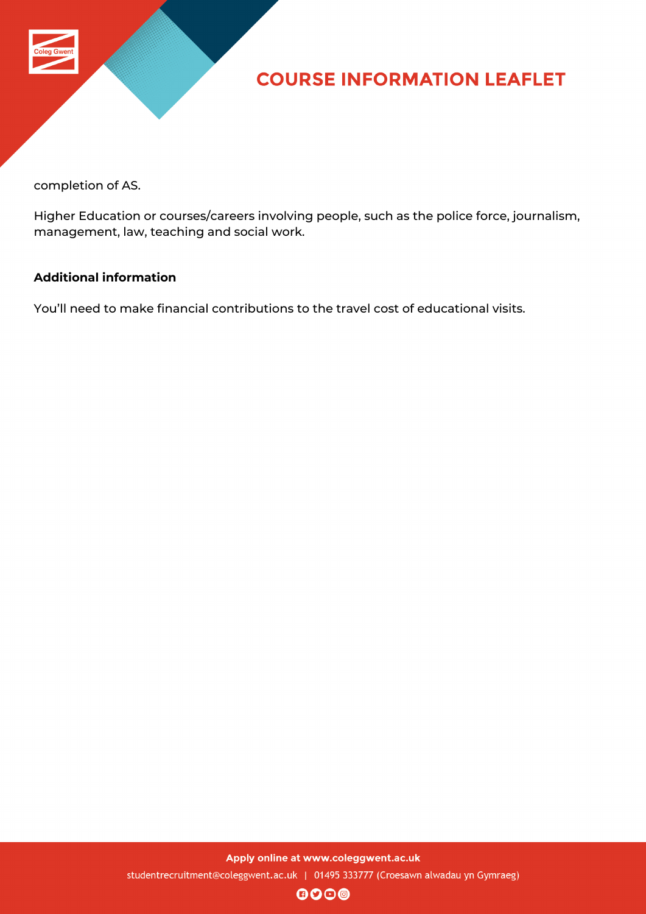completion of AS.

Higher Education or courses/careers involving people, such as the police force, journalism, management, law, teaching and social work.

**Additional information**

You'll need to make financial contributions to the travel cost of educational visits.